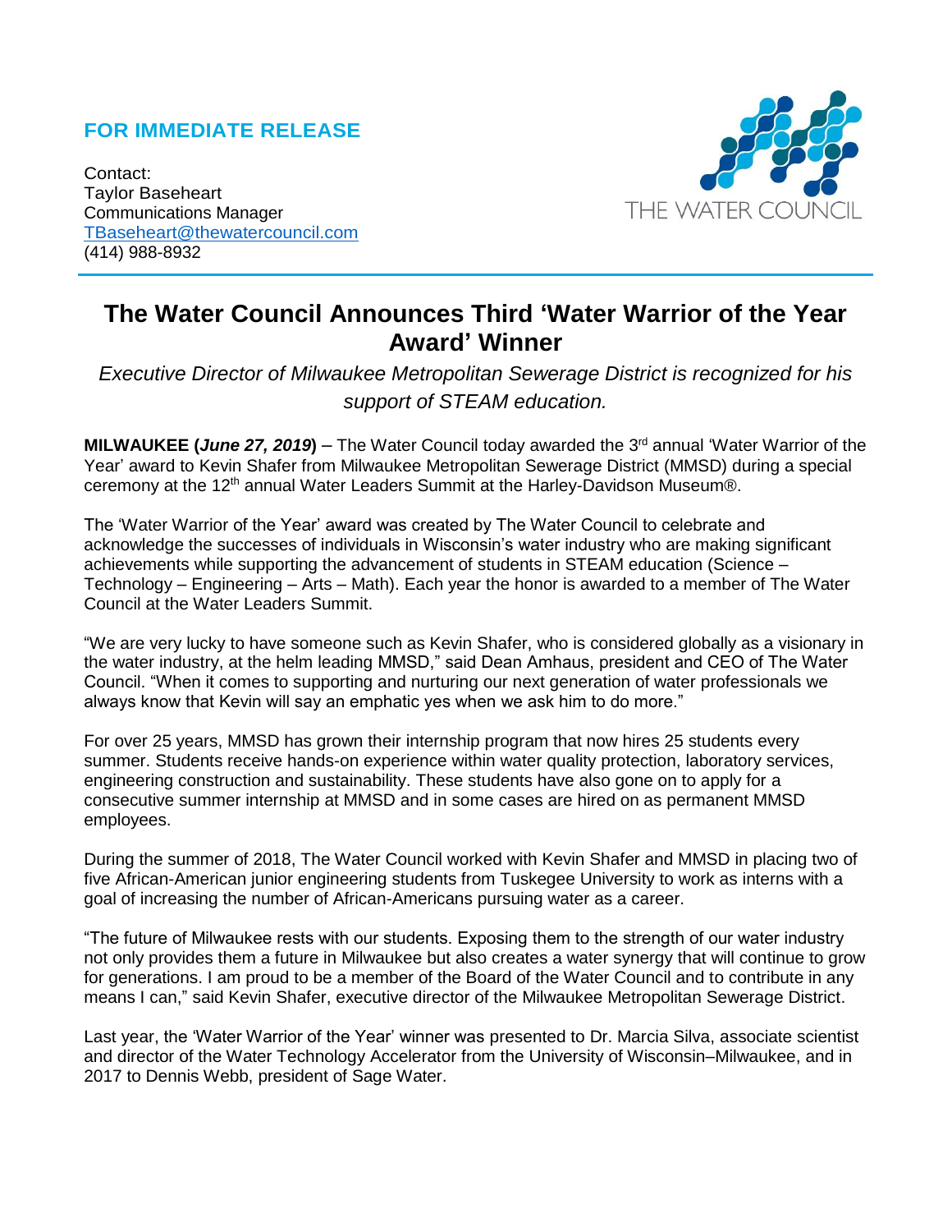**FOR IMMEDIATE RELEASE**

Contact:
Taylor Baseheart
Communications Manager
TBaseheart@thewatercouncil.com
(414) 988-8932

THE WATER COUNCIL

# The Water Council Announces Third 'Water Warrior of the Year Award' Winner

*Executive Director of Milwaukee Metropolitan Sewerage District is recognized for his support of STEAM education.*

**MILWAUKEE (*June 27, 2019*)** – The Water Council today awarded the 3rd annual 'Water Warrior of the Year' award to Kevin Shafer from Milwaukee Metropolitan Sewerage District (MMSD) during a special ceremony at the 12th annual Water Leaders Summit at the Harley-Davidson Museum®.

The 'Water Warrior of the Year' award was created by The Water Council to celebrate and acknowledge the successes of individuals in Wisconsin's water industry who are making significant achievements while supporting the advancement of students in STEAM education (Science – Technology – Engineering – Arts – Math). Each year the honor is awarded to a member of The Water Council at the Water Leaders Summit.

"We are very lucky to have someone such as Kevin Shafer, who is considered globally as a visionary in the water industry, at the helm leading MMSD," said Dean Amhaus, president and CEO of The Water Council. "When it comes to supporting and nurturing our next generation of water professionals we always know that Kevin will say an emphatic yes when we ask him to do more."

For over 25 years, MMSD has grown their internship program that now hires 25 students every summer. Students receive hands-on experience within water quality protection, laboratory services, engineering construction and sustainability. These students have also gone on to apply for a consecutive summer internship at MMSD and in some cases are hired on as permanent MMSD employees.

During the summer of 2018, The Water Council worked with Kevin Shafer and MMSD in placing two of five African-American junior engineering students from Tuskegee University to work as interns with a goal of increasing the number of African-Americans pursuing water as a career.

"The future of Milwaukee rests with our students. Exposing them to the strength of our water industry not only provides them a future in Milwaukee but also creates a water synergy that will continue to grow for generations. I am proud to be a member of the Board of the Water Council and to contribute in any means I can," said Kevin Shafer, executive director of the Milwaukee Metropolitan Sewerage District.

Last year, the 'Water Warrior of the Year' winner was presented to Dr. Marcia Silva, associate scientist and director of the Water Technology Accelerator from the University of Wisconsin–Milwaukee, and in 2017 to Dennis Webb, president of Sage Water.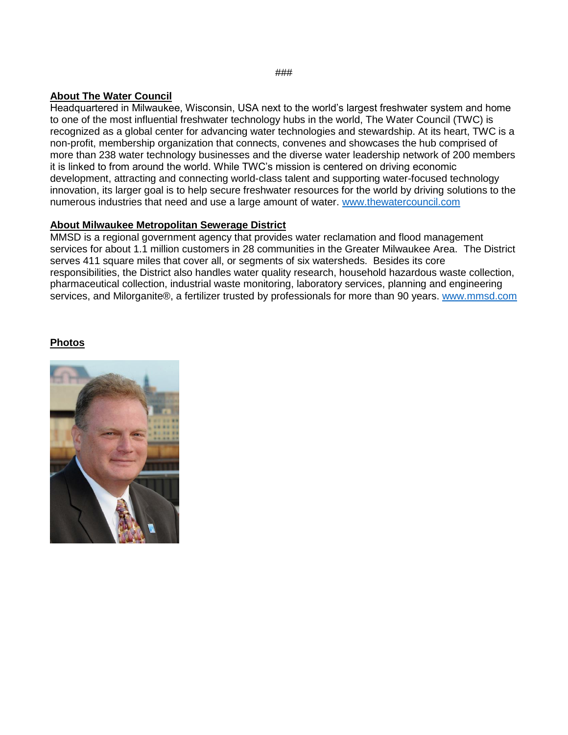###

**About The Water Council**

Headquartered in Milwaukee, Wisconsin, USA next to the world's largest freshwater system and home to one of the most influential freshwater technology hubs in the world, The Water Council (TWC) is recognized as a global center for advancing water technologies and stewardship. At its heart, TWC is a non-profit, membership organization that connects, convenes and showcases the hub comprised of more than 238 water technology businesses and the diverse water leadership network of 200 members it is linked to from around the world. While TWC's mission is centered on driving economic development, attracting and connecting world-class talent and supporting water-focused technology innovation, its larger goal is to help secure freshwater resources for the world by driving solutions to the numerous industries that need and use a large amount of water. www.thewatercouncil.com

**About Milwaukee Metropolitan Sewerage District**

MMSD is a regional government agency that provides water reclamation and flood management services for about 1.1 million customers in 28 communities in the Greater Milwaukee Area. The District serves 411 square miles that cover all, or segments of six watersheds. Besides its core responsibilities, the District also handles water quality research, household hazardous waste collection, pharmaceutical collection, industrial waste monitoring, laboratory services, planning and engineering services, and Milorganite®, a fertilizer trusted by professionals for more than 90 years. www.mmsd.com

**Photos**